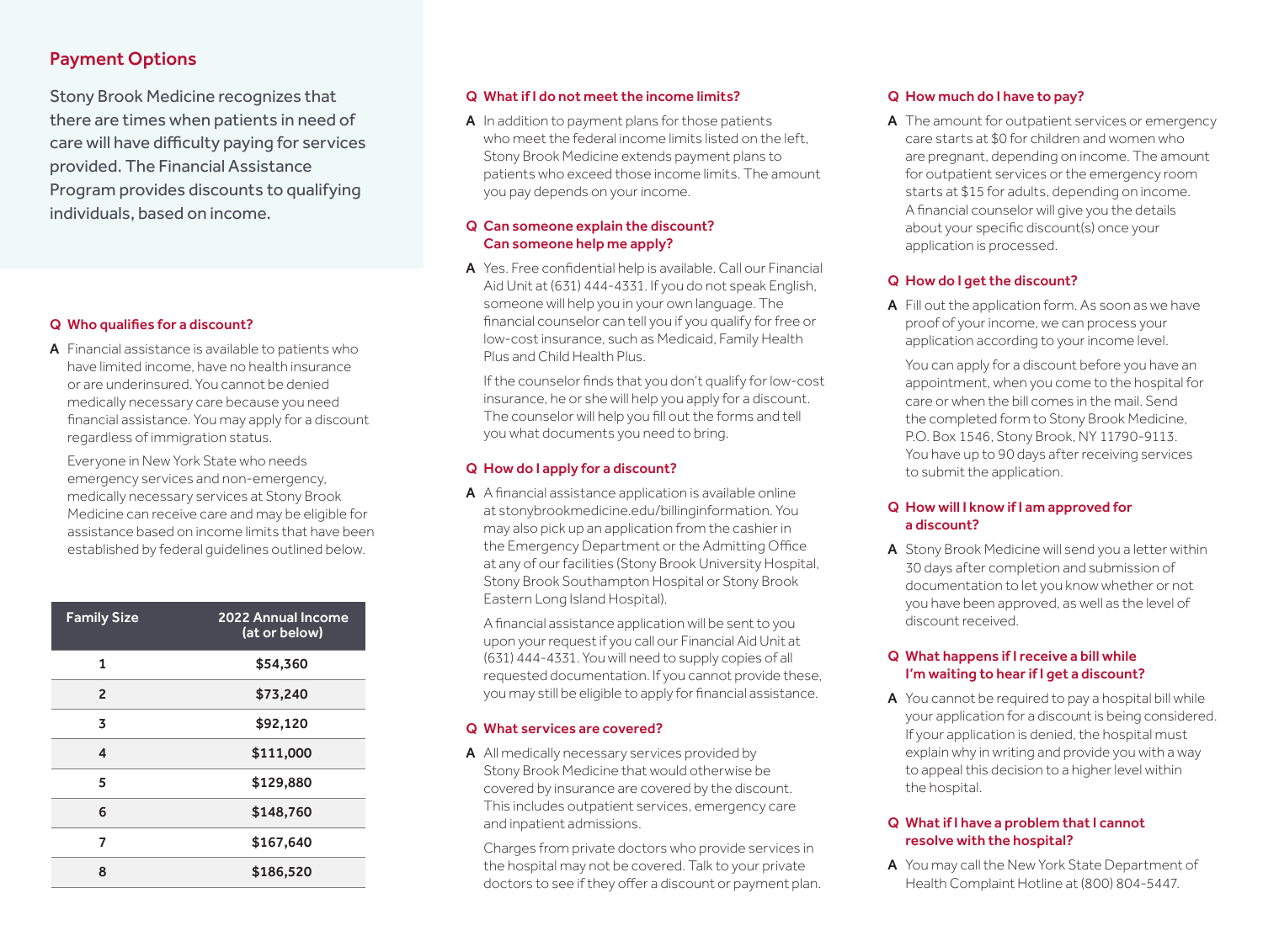## Payment Options

Stony Brook Medicine recognizes that there are times when patients in need of care will have difficulty paying for services provided. The Financial Assistance Program provides discounts to qualifying individuals, based on income.

**Q Who qualifies for a discount?**

**A** Financial assistance is available to patients who have limited income, have no health insurance or are underinsured. You cannot be denied medically necessary care because you need financial assistance. You may apply for a discount regardless of immigration status.

Everyone in New York State who needs emergency services and non-emergency, medically necessary services at Stony Brook Medicine can receive care and may be eligible for assistance based on income limits that have been established by federal guidelines outlined below.

| Family Size | 2022 Annual Income (at or below) |
|---|---|
| 1 | $54,360 |
| 2 | $73,240 |
| 3 | $92,120 |
| 4 | $111,000 |
| 5 | $129,880 |
| 6 | $148,760 |
| 7 | $167,640 |
| 8 | $186,520 |

**Q What if I do not meet the income limits?**

**A** In addition to payment plans for those patients who meet the federal income limits listed on the left, Stony Brook Medicine extends payment plans to patients who exceed those income limits. The amount you pay depends on your income.

**Q Can someone explain the discount? Can someone help me apply?**

**A** Yes. Free confidential help is available. Call our Financial Aid Unit at (631) 444-4331. If you do not speak English, someone will help you in your own language. The financial counselor can tell you if you qualify for free or low-cost insurance, such as Medicaid, Family Health Plus and Child Health Plus.

If the counselor finds that you don't qualify for low-cost insurance, he or she will help you apply for a discount. The counselor will help you fill out the forms and tell you what documents you need to bring.

**Q How do I apply for a discount?**

**A** A financial assistance application is available online at stonybrookmedicine.edu/billinginformation. You may also pick up an application from the cashier in the Emergency Department or the Admitting Office at any of our facilities (Stony Brook University Hospital, Stony Brook Southampton Hospital or Stony Brook Eastern Long Island Hospital).

A financial assistance application will be sent to you upon your request if you call our Financial Aid Unit at (631) 444-4331. You will need to supply copies of all requested documentation. If you cannot provide these, you may still be eligible to apply for financial assistance.

**Q What services are covered?**

**A** All medically necessary services provided by Stony Brook Medicine that would otherwise be covered by insurance are covered by the discount. This includes outpatient services, emergency care and inpatient admissions.

Charges from private doctors who provide services in the hospital may not be covered. Talk to your private doctors to see if they offer a discount or payment plan.

**Q How much do I have to pay?**

**A** The amount for outpatient services or emergency care starts at $0 for children and women who are pregnant, depending on income. The amount for outpatient services or the emergency room starts at $15 for adults, depending on income. A financial counselor will give you the details about your specific discount(s) once your application is processed.

**Q How do I get the discount?**

**A** Fill out the application form. As soon as we have proof of your income, we can process your application according to your income level.

You can apply for a discount before you have an appointment, when you come to the hospital for care or when the bill comes in the mail. Send the completed form to Stony Brook Medicine, P.O. Box 1546, Stony Brook, NY 11790-9113. You have up to 90 days after receiving services to submit the application.

**Q How will I know if I am approved for a discount?**

**A** Stony Brook Medicine will send you a letter within 30 days after completion and submission of documentation to let you know whether or not you have been approved, as well as the level of discount received.

**Q What happens if I receive a bill while I'm waiting to hear if I get a discount?**

**A** You cannot be required to pay a hospital bill while your application for a discount is being considered. If your application is denied, the hospital must explain why in writing and provide you with a way to appeal this decision to a higher level within the hospital.

**Q What if I have a problem that I cannot resolve with the hospital?**

**A** You may call the New York State Department of Health Complaint Hotline at (800) 804-5447.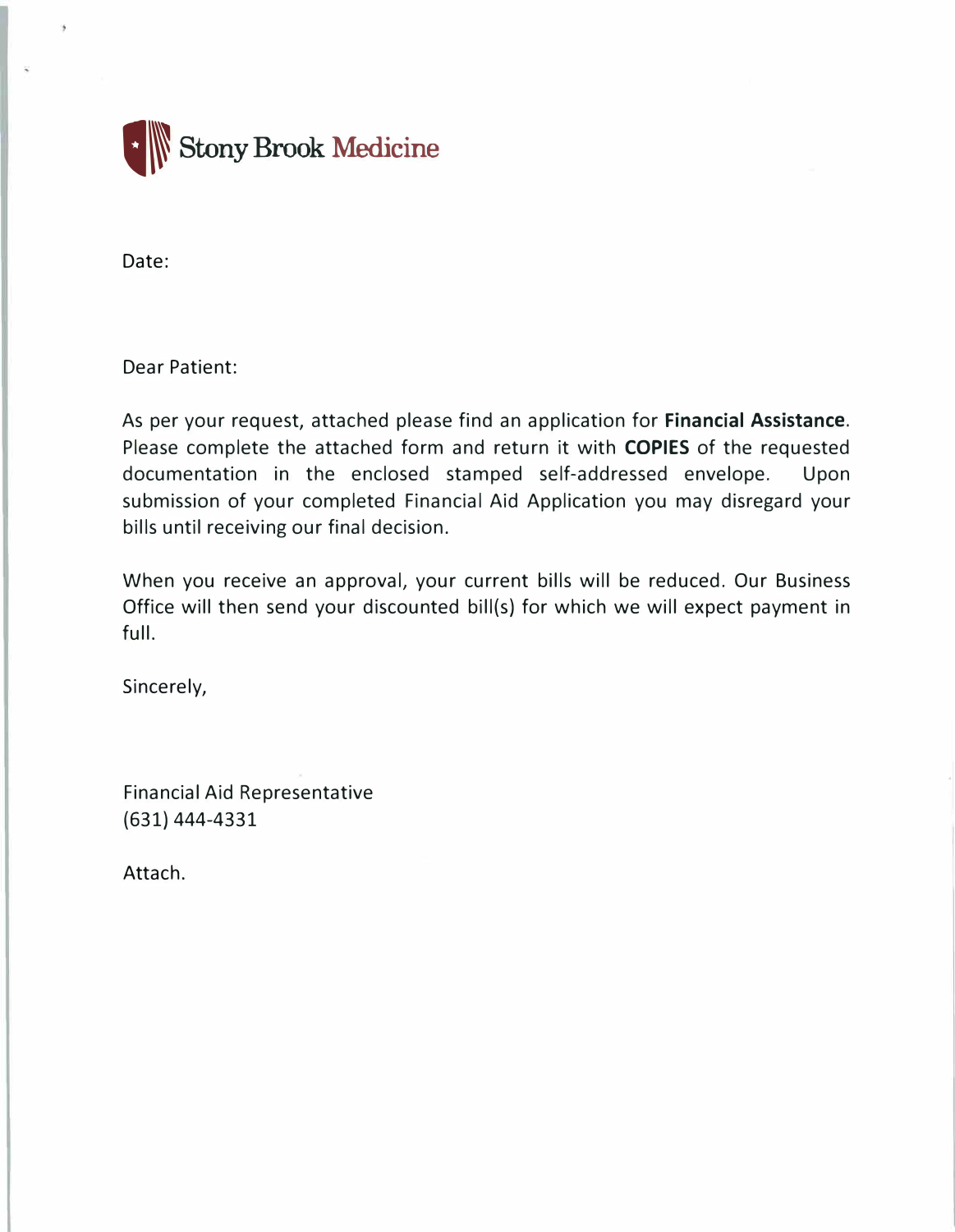Stony Brook Medicine

Date:

Dear Patient:

As per your request, attached please find an application for **Financial Assistance**. Please complete the attached form and return it with **COPIES** of the requested documentation in the enclosed stamped self-addressed envelope. Upon submission of your completed Financial Aid Application you may disregard your bills until receiving our final decision.

When you receive an approval, your current bills will be reduced. Our Business Office will then send your discounted bill(s) for which we will expect payment in full.

Sincerely,

Financial Aid Representative
(631) 444-4331

Attach.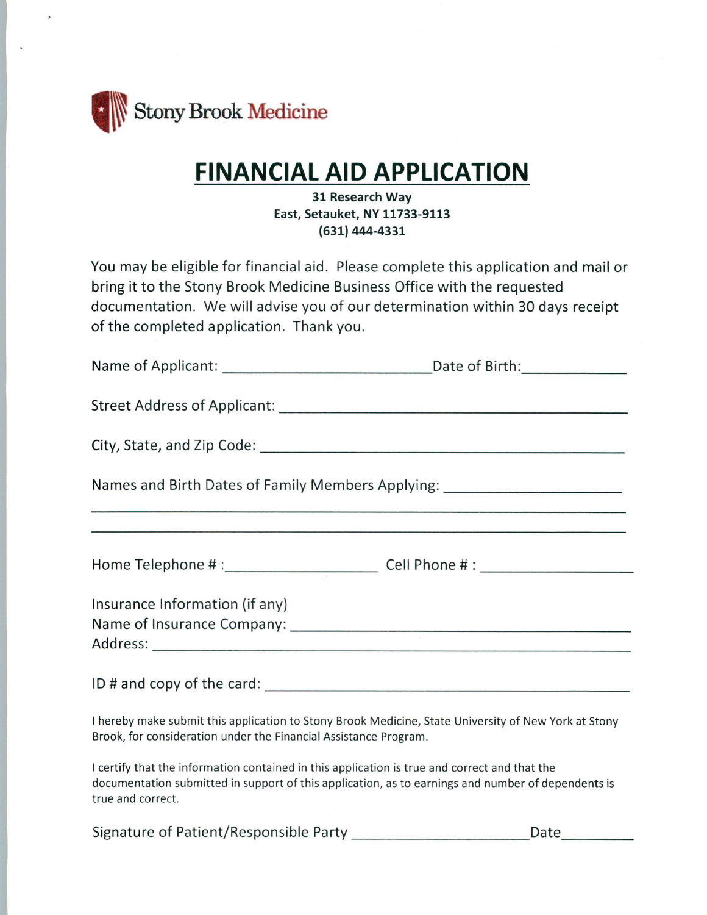Stony Brook Medicine

# FINANCIAL AID APPLICATION

**31 Research Way**
**East, Setauket, NY 11733-9113**
**(631) 444-4331**

You may be eligible for financial aid. Please complete this application and mail or bring it to the Stony Brook Medicine Business Office with the requested documentation. We will advise you of our determination within 30 days receipt of the completed application. Thank you.

Name of Applicant: ____________________________ Date of Birth: ______________

Street Address of Applicant: ________________________________________________

City, State, and Zip Code: __________________________________________________

Names and Birth Dates of Family Members Applying: _______________________

______________________________________________________________________

______________________________________________________________________

Home Telephone # : ____________________ Cell Phone # : ____________________

Insurance Information (if any)
Name of Insurance Company: _______________________________________________
Address: _________________________________________________________________

ID # and copy of the card: __________________________________________________

I hereby make submit this application to Stony Brook Medicine, State University of New York at Stony Brook, for consideration under the Financial Assistance Program.

I certify that the information contained in this application is true and correct and that the documentation submitted in support of this application, as to earnings and number of dependents is true and correct.

Signature of Patient/Responsible Party ________________________ Date __________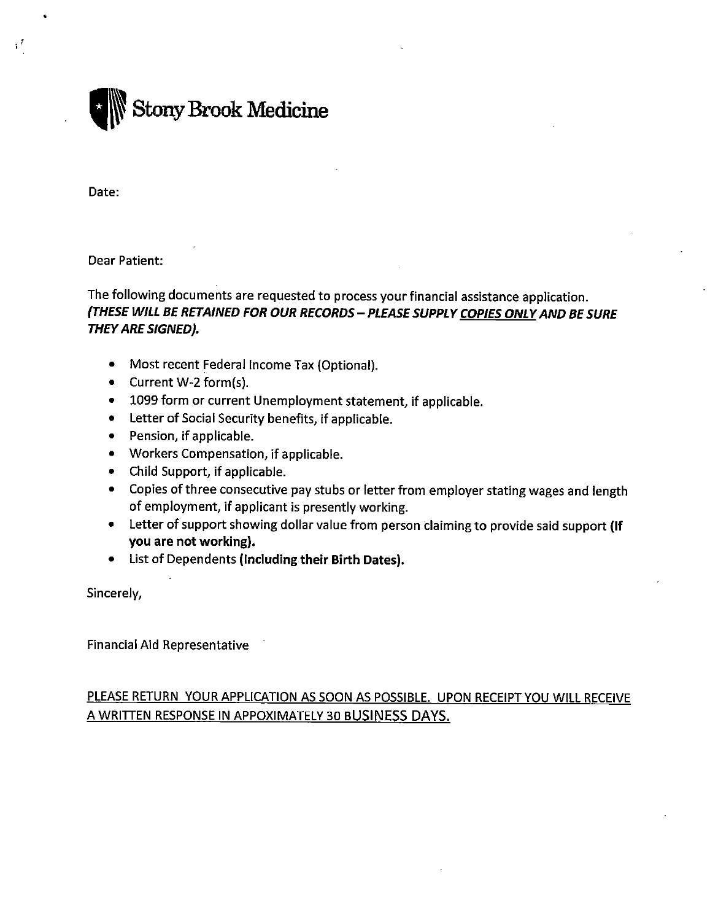Stony Brook Medicine

Date:

Dear Patient:

The following documents are requested to process your financial assistance application. ***(THESE WILL BE RETAINED FOR OUR RECORDS – PLEASE SUPPLY COPIES ONLY AND BE SURE THEY ARE SIGNED).***

- Most recent Federal Income Tax (Optional).
- Current W-2 form(s).
- 1099 form or current Unemployment statement, if applicable.
- Letter of Social Security benefits, if applicable.
- Pension, if applicable.
- Workers Compensation, if applicable.
- Child Support, if applicable.
- Copies of three consecutive pay stubs or letter from employer stating wages and length of employment, if applicant is presently working.
- Letter of support showing dollar value from person claiming to provide said support **(If you are not working).**
- List of Dependents **(Including their Birth Dates).**

Sincerely,

Financial Aid Representative

PLEASE RETURN YOUR APPLICATION AS SOON AS POSSIBLE. UPON RECEIPT YOU WILL RECEIVE A WRITTEN RESPONSE IN APPOXIMATELY 30 BUSINESS DAYS.